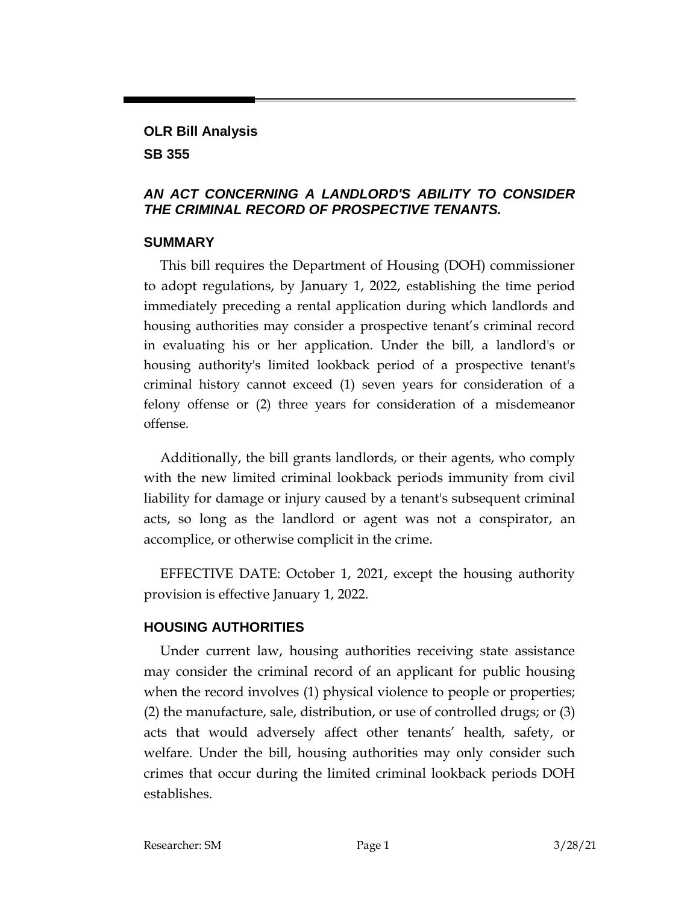**OLR Bill Analysis**

**SB 355**

***AN ACT CONCERNING A LANDLORD'S ABILITY TO CONSIDER THE CRIMINAL RECORD OF PROSPECTIVE TENANTS.***

## SUMMARY

This bill requires the Department of Housing (DOH) commissioner to adopt regulations, by January 1, 2022, establishing the time period immediately preceding a rental application during which landlords and housing authorities may consider a prospective tenant's criminal record in evaluating his or her application. Under the bill, a landlord's or housing authority's limited lookback period of a prospective tenant's criminal history cannot exceed (1) seven years for consideration of a felony offense or (2) three years for consideration of a misdemeanor offense.

Additionally, the bill grants landlords, or their agents, who comply with the new limited criminal lookback periods immunity from civil liability for damage or injury caused by a tenant's subsequent criminal acts, so long as the landlord or agent was not a conspirator, an accomplice, or otherwise complicit in the crime.

EFFECTIVE DATE: October 1, 2021, except the housing authority provision is effective January 1, 2022.

## HOUSING AUTHORITIES

Under current law, housing authorities receiving state assistance may consider the criminal record of an applicant for public housing when the record involves (1) physical violence to people or properties; (2) the manufacture, sale, distribution, or use of controlled drugs; or (3) acts that would adversely affect other tenants' health, safety, or welfare. Under the bill, housing authorities may only consider such crimes that occur during the limited criminal lookback periods DOH establishes.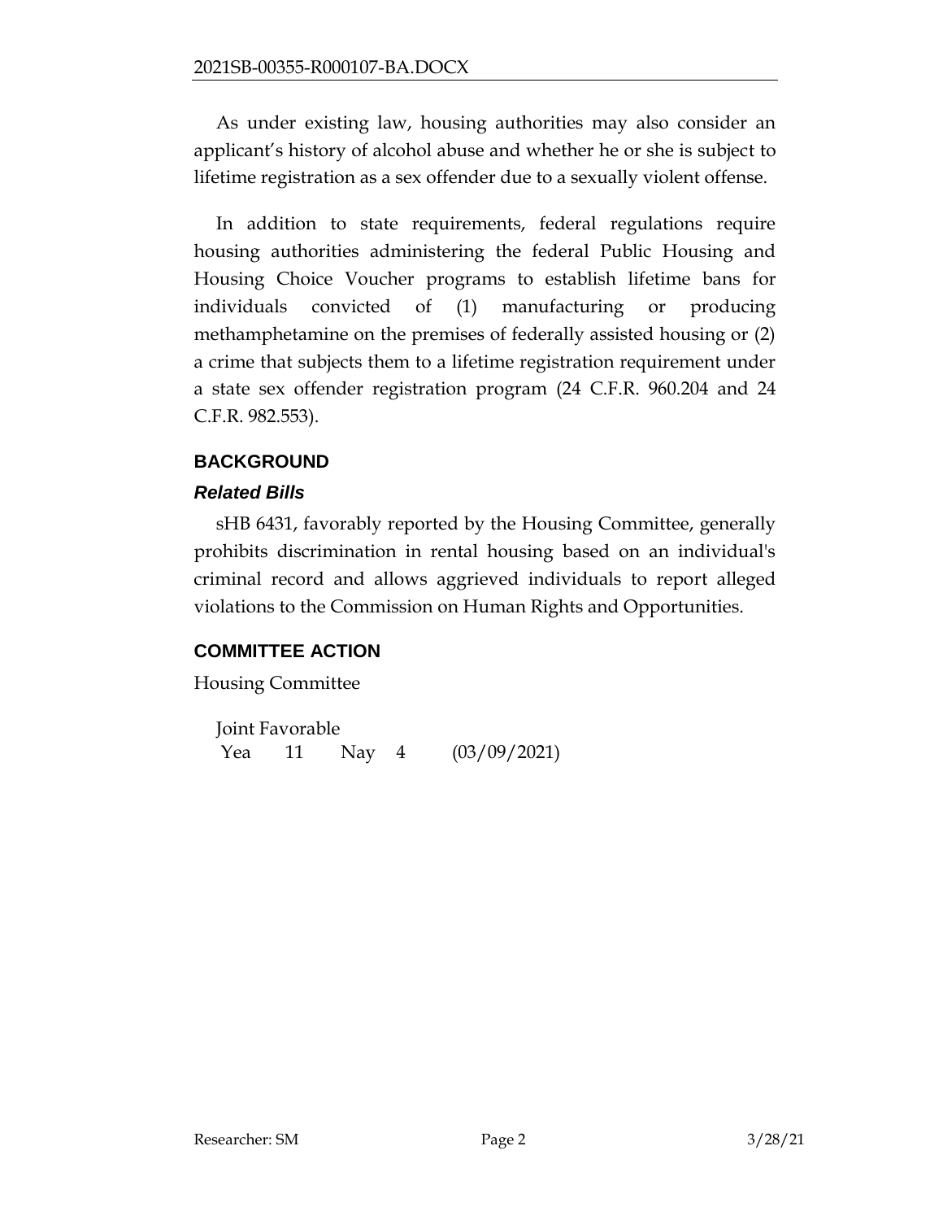As under existing law, housing authorities may also consider an applicant's history of alcohol abuse and whether he or she is subject to lifetime registration as a sex offender due to a sexually violent offense.

In addition to state requirements, federal regulations require housing authorities administering the federal Public Housing and Housing Choice Voucher programs to establish lifetime bans for individuals convicted of (1) manufacturing or producing methamphetamine on the premises of federally assisted housing or (2) a crime that subjects them to a lifetime registration requirement under a state sex offender registration program (24 C.F.R. 960.204 and 24 C.F.R. 982.553).

## BACKGROUND

### *Related Bills*

sHB 6431, favorably reported by the Housing Committee, generally prohibits discrimination in rental housing based on an individual's criminal record and allows aggrieved individuals to report alleged violations to the Commission on Human Rights and Opportunities.

## COMMITTEE ACTION

Housing Committee

Joint Favorable
Yea 11 Nay 4 (03/09/2021)